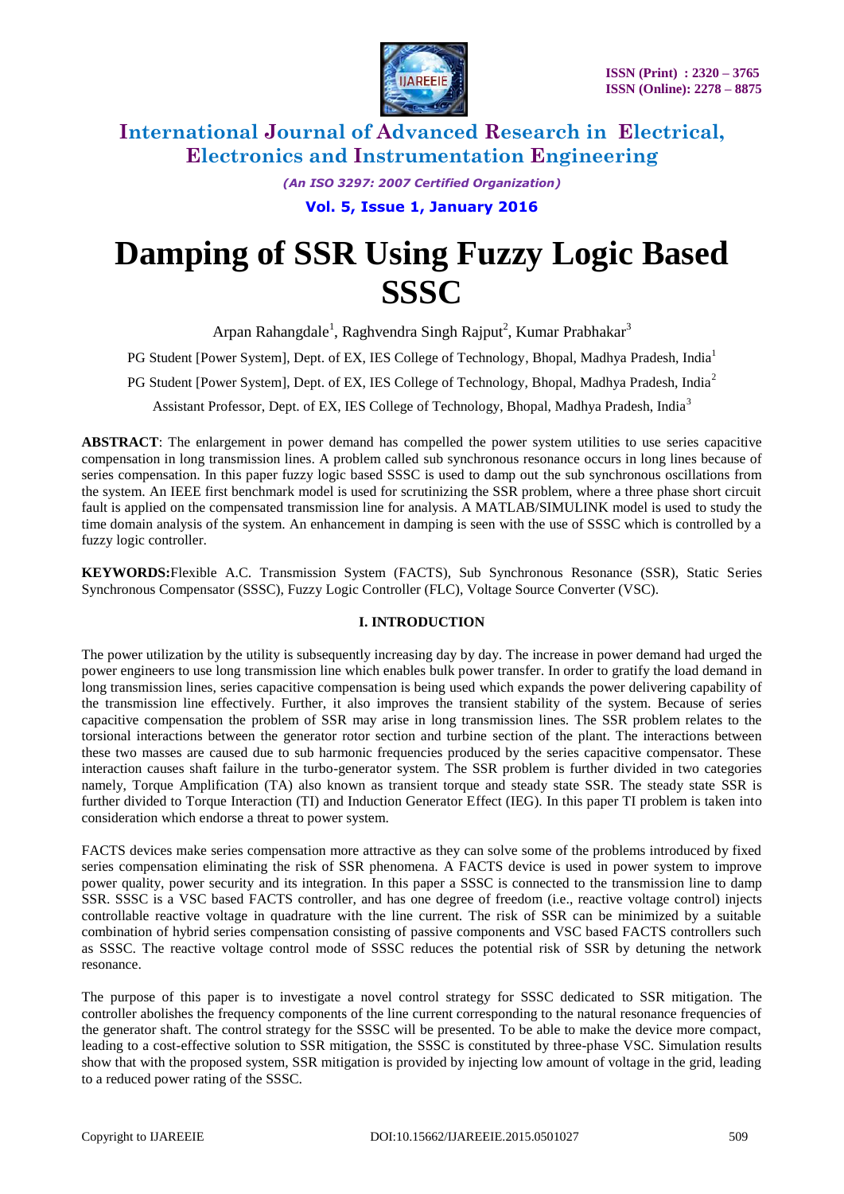# Damping of SSR Using Fuzzy Logic Based SSSC

Arpan Rahangdale[1], Raghvendra Singh Rajput[2], Kumar Prabhakar[3]

PG Student [Power System], Dept. of EX, IES College of Technology, Bhopal, Madhya Pradesh, India[1]

PG Student [Power System], Dept. of EX, IES College of Technology, Bhopal, Madhya Pradesh, India[2]

Assistant Professor, Dept. of EX, IES College of Technology, Bhopal, Madhya Pradesh, India[3]

**ABSTRACT**: The enlargement in power demand has compelled the power system utilities to use series capacitive compensation in long transmission lines. A problem called sub synchronous resonance occurs in long lines because of series compensation. In this paper fuzzy logic based SSSC is used to damp out the sub synchronous oscillations from the system. An IEEE first benchmark model is used for scrutinizing the SSR problem, where a three phase short circuit fault is applied on the compensated transmission line for analysis. A MATLAB/SIMULINK model is used to study the time domain analysis of the system. An enhancement in damping is seen with the use of SSSC which is controlled by a fuzzy logic controller.

**KEYWORDS:** Flexible A.C. Transmission System (FACTS), Sub Synchronous Resonance (SSR), Static Series Synchronous Compensator (SSSC), Fuzzy Logic Controller (FLC), Voltage Source Converter (VSC).

## I. INTRODUCTION

The power utilization by the utility is subsequently increasing day by day. The increase in power demand had urged the power engineers to use long transmission line which enables bulk power transfer. In order to gratify the load demand in long transmission lines, series capacitive compensation is being used which expands the power delivering capability of the transmission line effectively. Further, it also improves the transient stability of the system. Because of series capacitive compensation the problem of SSR may arise in long transmission lines. The SSR problem relates to the torsional interactions between the generator rotor section and turbine section of the plant. The interactions between these two masses are caused due to sub harmonic frequencies produced by the series capacitive compensator. These interaction causes shaft failure in the turbo-generator system. The SSR problem is further divided in two categories namely, Torque Amplification (TA) also known as transient torque and steady state SSR. The steady state SSR is further divided to Torque Interaction (TI) and Induction Generator Effect (IEG). In this paper TI problem is taken into consideration which endorse a threat to power system.

FACTS devices make series compensation more attractive as they can solve some of the problems introduced by fixed series compensation eliminating the risk of SSR phenomena. A FACTS device is used in power system to improve power quality, power security and its integration. In this paper a SSSC is connected to the transmission line to damp SSR. SSSC is a VSC based FACTS controller, and has one degree of freedom (i.e., reactive voltage control) injects controllable reactive voltage in quadrature with the line current. The risk of SSR can be minimized by a suitable combination of hybrid series compensation consisting of passive components and VSC based FACTS controllers such as SSSC. The reactive voltage control mode of SSSC reduces the potential risk of SSR by detuning the network resonance.

The purpose of this paper is to investigate a novel control strategy for SSSC dedicated to SSR mitigation. The controller abolishes the frequency components of the line current corresponding to the natural resonance frequencies of the generator shaft. The control strategy for the SSSC will be presented. To be able to make the device more compact, leading to a cost-effective solution to SSR mitigation, the SSSC is constituted by three-phase VSC. Simulation results show that with the proposed system, SSR mitigation is provided by injecting low amount of voltage in the grid, leading to a reduced power rating of the SSSC.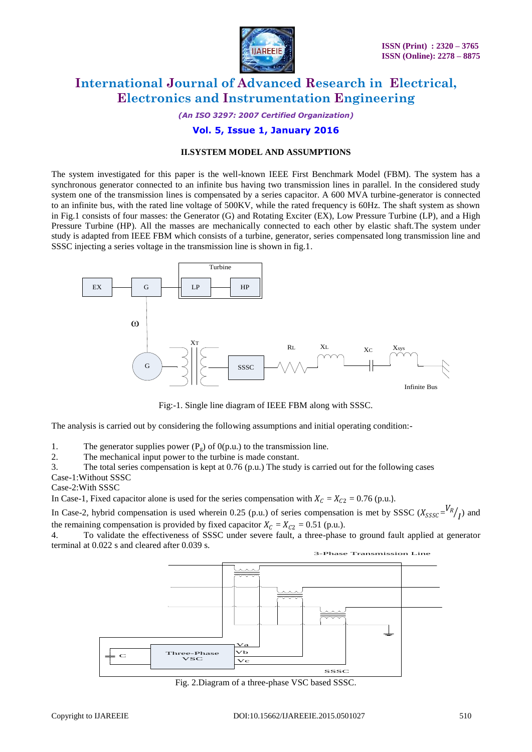## II.SYSTEM MODEL AND ASSUMPTIONS

The system investigated for this paper is the well-known IEEE First Benchmark Model (FBM). The system has a synchronous generator connected to an infinite bus having two transmission lines in parallel. In the considered study system one of the transmission lines is compensated by a series capacitor. A 600 MVA turbine-generator is connected to an infinite bus, with the rated line voltage of 500KV, while the rated frequency is 60Hz. The shaft system as shown in Fig.1 consists of four masses: the Generator (G) and Rotating Exciter (EX), Low Pressure Turbine (LP), and a High Pressure Turbine (HP). All the masses are mechanically connected to each other by elastic shaft.The system under study is adapted from IEEE FBM which consists of a turbine, generator, series compensated long transmission line and SSSC injecting a series voltage in the transmission line is shown in fig.1.

Fig:-1. Single line diagram of IEEE FBM along with SSSC.

The analysis is carried out by considering the following assumptions and initial operating condition:-

1. The generator supplies power ($P_g$) of 0(p.u.) to the transmission line.
2. The mechanical input power to the turbine is made constant.
3. The total series compensation is kept at 0.76 (p.u.) The study is carried out for the following cases

Case-1:Without SSSC

Case-2:With SSSC

In Case-1, Fixed capacitor alone is used for the series compensation with $X_C = X_{C2} = 0.76$ (p.u.).

In Case-2, hybrid compensation is used wherein 0.25 (p.u.) of series compensation is met by SSSC ($X_{SSSC} = {V_R}/{I}$) and the remaining compensation is provided by fixed capacitor $X_C = X_{C2} = 0.51$ (p.u.).

4. To validate the effectiveness of SSSC under severe fault, a three-phase to ground fault applied at generator terminal at 0.022 s and cleared after 0.039 s.

Fig. 2.Diagram of a three-phase VSC based SSSC.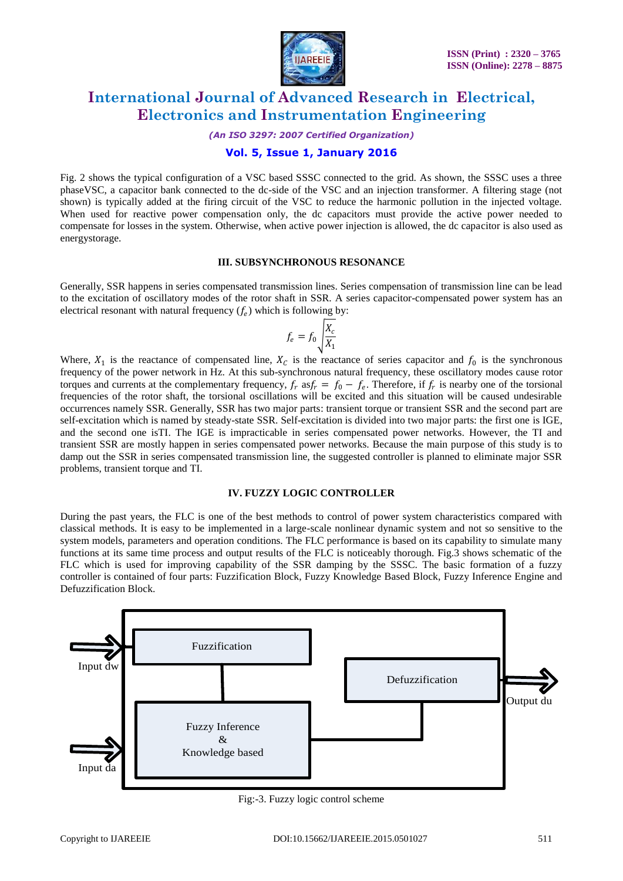Fig. 2 shows the typical configuration of a VSC based SSSC connected to the grid. As shown, the SSSC uses a three phaseVSC, a capacitor bank connected to the dc-side of the VSC and an injection transformer. A filtering stage (not shown) is typically added at the firing circuit of the VSC to reduce the harmonic pollution in the injected voltage. When used for reactive power compensation only, the dc capacitors must provide the active power needed to compensate for losses in the system. Otherwise, when active power injection is allowed, the dc capacitor is also used as energystorage.

## III. SUBSYNCHRONOUS RESONANCE

Generally, SSR happens in series compensated transmission lines. Series compensation of transmission line can be lead to the excitation of oscillatory modes of the rotor shaft in SSR. A series capacitor-compensated power system has an electrical resonant with natural frequency ($f_e$) which is following by:

$$f_e = f_0 \sqrt{\frac{X_c}{X_1}}$$

Where, $X_1$ is the reactance of compensated line, $X_C$ is the reactance of series capacitor and $f_0$ is the synchronous frequency of the power network in Hz. At this sub-synchronous natural frequency, these oscillatory modes cause rotor torques and currents at the complementary frequency, $f_r$ as$f_r = f_0 - f_e$. Therefore, if $f_r$ is nearby one of the torsional frequencies of the rotor shaft, the torsional oscillations will be excited and this situation will be caused undesirable occurrences namely SSR. Generally, SSR has two major parts: transient torque or transient SSR and the second part are self-excitation which is named by steady-state SSR. Self-excitation is divided into two major parts: the first one is IGE, and the second one isTI. The IGE is impracticable in series compensated power networks. However, the TI and transient SSR are mostly happen in series compensated power networks. Because the main purpose of this study is to damp out the SSR in series compensated transmission line, the suggested controller is planned to eliminate major SSR problems, transient torque and TI.

## IV. FUZZY LOGIC CONTROLLER

During the past years, the FLC is one of the best methods to control of power system characteristics compared with classical methods. It is easy to be implemented in a large-scale nonlinear dynamic system and not so sensitive to the system models, parameters and operation conditions. The FLC performance is based on its capability to simulate many functions at its same time process and output results of the FLC is noticeably thorough. Fig.3 shows schematic of the FLC which is used for improving capability of the SSR damping by the SSSC. The basic formation of a fuzzy controller is contained of four parts: Fuzzification Block, Fuzzy Knowledge Based Block, Fuzzy Inference Engine and Defuzzification Block.

Input dw

Fuzzification

Defuzzification

Output du

Fuzzy Inference & Knowledge based

Input da

Fig:-3. Fuzzy logic control scheme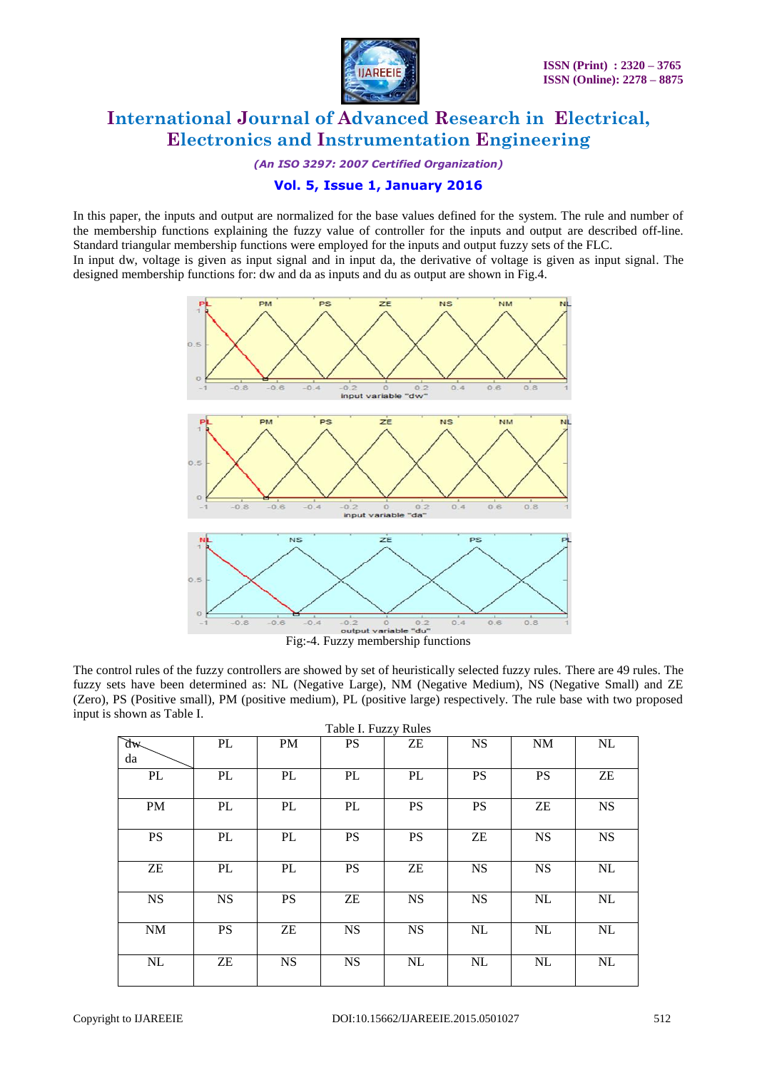In this paper, the inputs and output are normalized for the base values defined for the system. The rule and number of the membership functions explaining the fuzzy value of controller for the inputs and output are described off-line. Standard triangular membership functions were employed for the inputs and output fuzzy sets of the FLC.

In input dw, voltage is given as input signal and in input da, the derivative of voltage is given as input signal. The designed membership functions for: dw and da as inputs and du as output are shown in Fig.4.

Fig:-4. Fuzzy membership functions

The control rules of the fuzzy controllers are showed by set of heuristically selected fuzzy rules. There are 49 rules. The fuzzy sets have been determined as: NL (Negative Large), NM (Negative Medium), NS (Negative Small) and ZE (Zero), PS (Positive small), PM (positive medium), PL (positive large) respectively. The rule base with two proposed input is shown as Table I.

Table I. Fuzzy Rules

| da \ dw | PL | PM | PS | ZE | NS | NM | NL |
|---|---|---|---|---|---|---|---|
| PL | PL | PL | PL | PL | PS | PS | ZE |
| PM | PL | PL | PL | PS | PS | ZE | NS |
| PS | PL | PL | PS | PS | ZE | NS | NS |
| ZE | PL | PL | PS | ZE | NS | NS | NL |
| NS | NS | PS | ZE | NS | NS | NL | NL |
| NM | PS | ZE | NS | NS | NL | NL | NL |
| NL | ZE | NS | NS | NL | NL | NL | NL |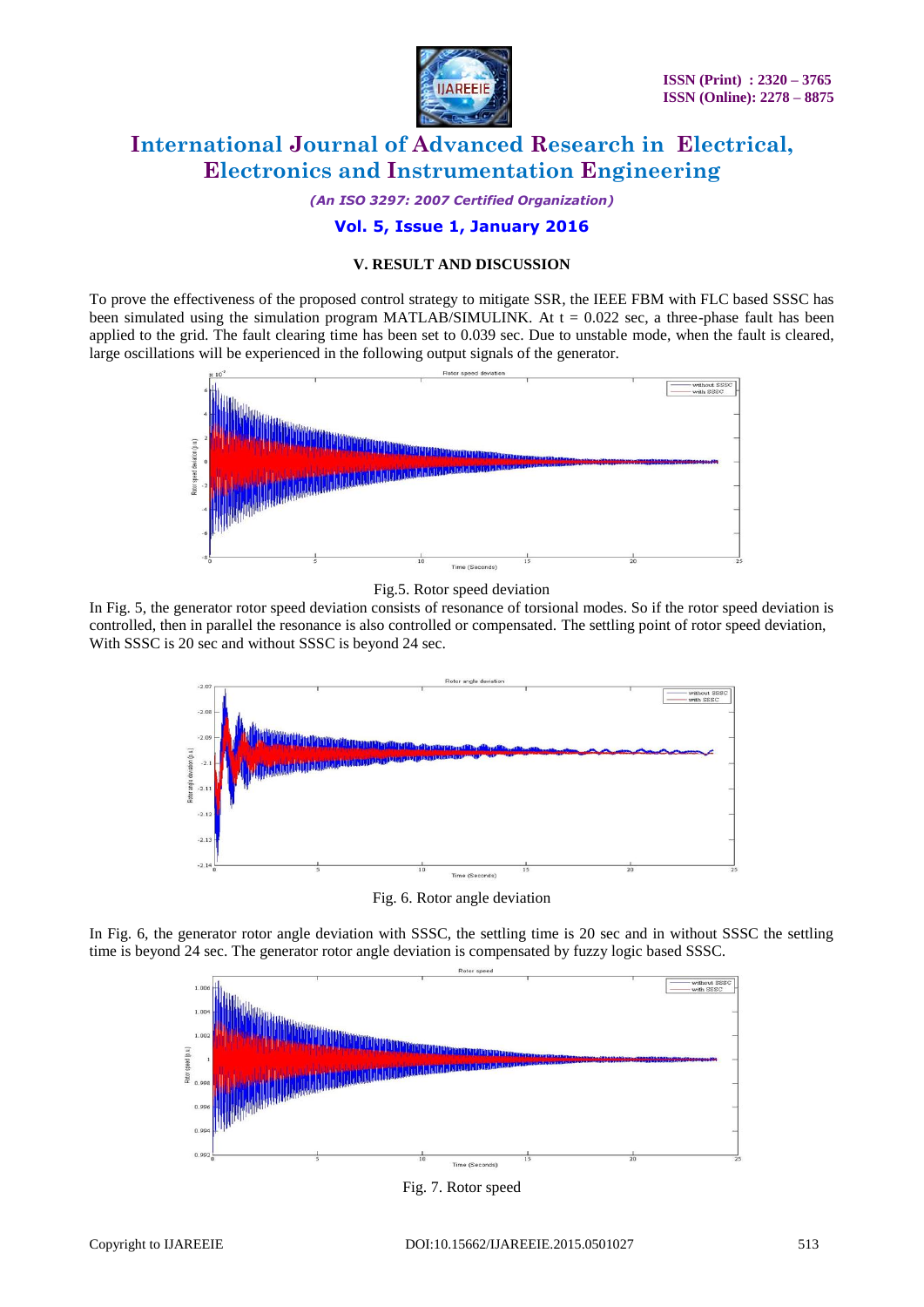### V. RESULT AND DISCUSSION

To prove the effectiveness of the proposed control strategy to mitigate SSR, the IEEE FBM with FLC based SSSC has been simulated using the simulation program MATLAB/SIMULINK. At t = 0.022 sec, a three-phase fault has been applied to the grid. The fault clearing time has been set to 0.039 sec. Due to unstable mode, when the fault is cleared, large oscillations will be experienced in the following output signals of the generator.

Fig.5. Rotor speed deviation

In Fig. 5, the generator rotor speed deviation consists of resonance of torsional modes. So if the rotor speed deviation is controlled, then in parallel the resonance is also controlled or compensated. The settling point of rotor speed deviation, With SSSC is 20 sec and without SSSC is beyond 24 sec.

Fig. 6. Rotor angle deviation

In Fig. 6, the generator rotor angle deviation with SSSC, the settling time is 20 sec and in without SSSC the settling time is beyond 24 sec. The generator rotor angle deviation is compensated by fuzzy logic based SSSC.

Fig. 7. Rotor speed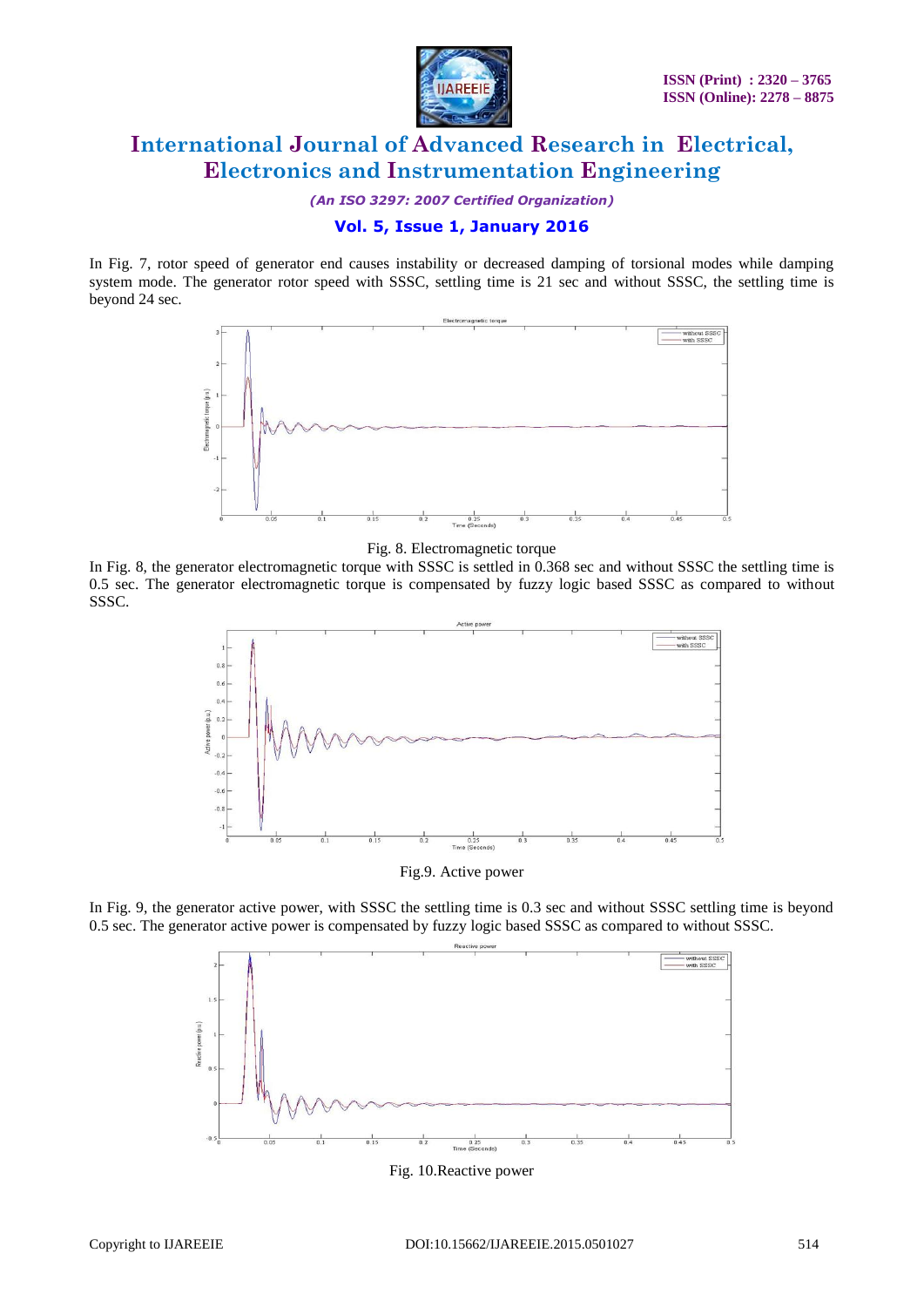In Fig. 7, rotor speed of generator end causes instability or decreased damping of torsional modes while damping system mode. The generator rotor speed with SSSC, settling time is 21 sec and without SSSC, the settling time is beyond 24 sec.

Fig. 8. Electromagnetic torque

In Fig. 8, the generator electromagnetic torque with SSSC is settled in 0.368 sec and without SSSC the settling time is 0.5 sec. The generator electromagnetic torque is compensated by fuzzy logic based SSSC as compared to without SSSC.

Fig.9. Active power

In Fig. 9, the generator active power, with SSSC the settling time is 0.3 sec and without SSSC settling time is beyond 0.5 sec. The generator active power is compensated by fuzzy logic based SSSC as compared to without SSSC.

Fig. 10.Reactive power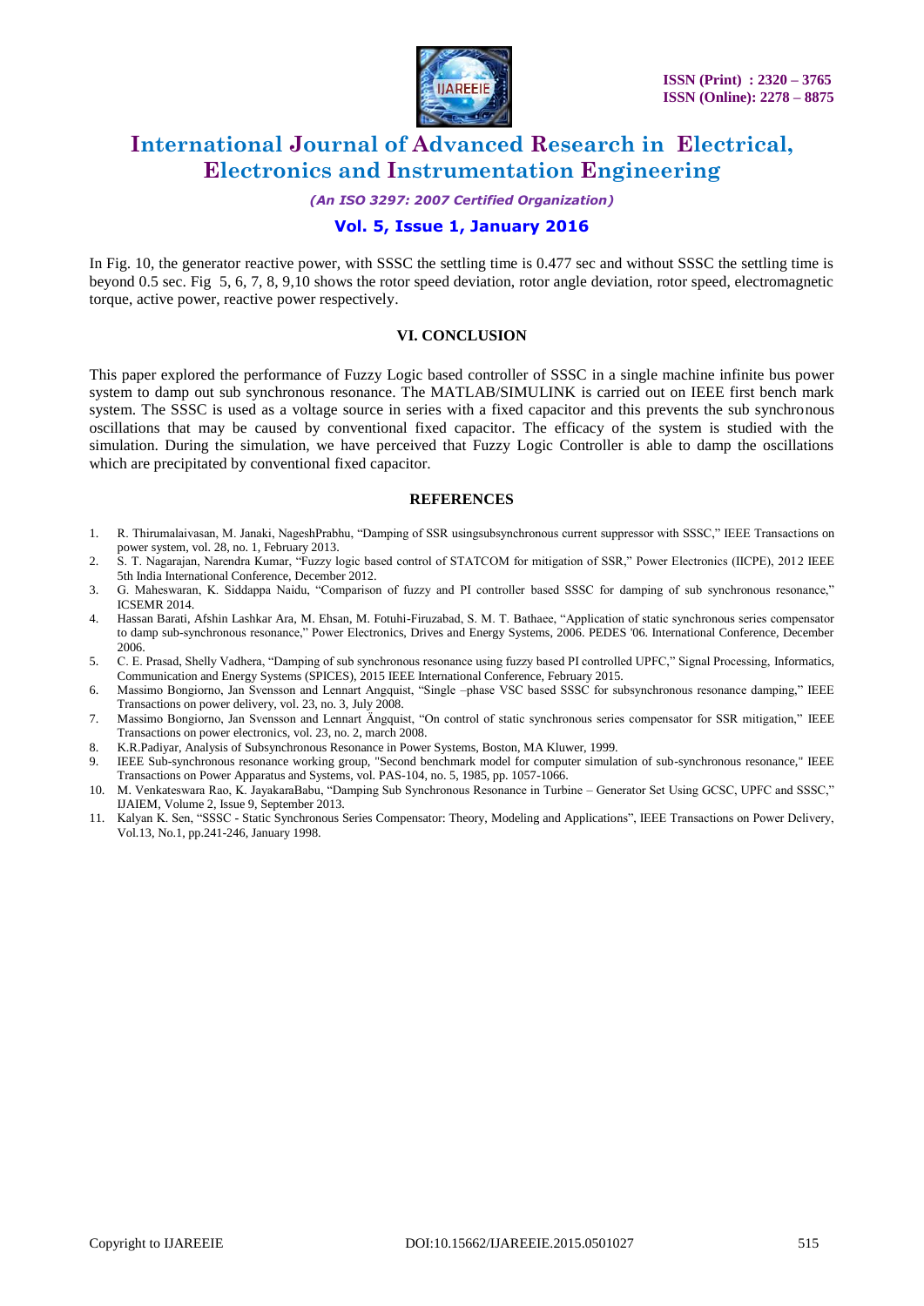In Fig. 10, the generator reactive power, with SSSC the settling time is 0.477 sec and without SSSC the settling time is beyond 0.5 sec. Fig 5, 6, 7, 8, 9,10 shows the rotor speed deviation, rotor angle deviation, rotor speed, electromagnetic torque, active power, reactive power respectively.

## VI. CONCLUSION

This paper explored the performance of Fuzzy Logic based controller of SSSC in a single machine infinite bus power system to damp out sub synchronous resonance. The MATLAB/SIMULINK is carried out on IEEE first bench mark system. The SSSC is used as a voltage source in series with a fixed capacitor and this prevents the sub synchronous oscillations that may be caused by conventional fixed capacitor. The efficacy of the system is studied with the simulation. During the simulation, we have perceived that Fuzzy Logic Controller is able to damp the oscillations which are precipitated by conventional fixed capacitor.

## REFERENCES

1. R. Thirumalaivasan, M. Janaki, NageshPrabhu, "Damping of SSR usingsubsynchronous current suppressor with SSSC," IEEE Transactions on power system, vol. 28, no. 1, February 2013.
2. S. T. Nagarajan, Narendra Kumar, "Fuzzy logic based control of STATCOM for mitigation of SSR," Power Electronics (IICPE), 2012 IEEE 5th India International Conference, December 2012.
3. G. Maheswaran, K. Siddappa Naidu, "Comparison of fuzzy and PI controller based SSSC for damping of sub synchronous resonance," ICSEMR 2014.
4. Hassan Barati, Afshin Lashkar Ara, M. Ehsan, M. Fotuhi-Firuzabad, S. M. T. Bathaee, "Application of static synchronous series compensator to damp sub-synchronous resonance," Power Electronics, Drives and Energy Systems, 2006. PEDES '06. International Conference, December 2006.
5. C. E. Prasad, Shelly Vadhera, "Damping of sub synchronous resonance using fuzzy based PI controlled UPFC," Signal Processing, Informatics, Communication and Energy Systems (SPICES), 2015 IEEE International Conference, February 2015.
6. Massimo Bongiorno, Jan Svensson and Lennart Angquist, "Single –phase VSC based SSSC for subsynchronous resonance damping," IEEE Transactions on power delivery, vol. 23, no. 3, July 2008.
7. Massimo Bongiorno, Jan Svensson and Lennart Ängquist, "On control of static synchronous series compensator for SSR mitigation," IEEE Transactions on power electronics, vol. 23, no. 2, march 2008.
8. K.R.Padiyar, Analysis of Subsynchronous Resonance in Power Systems, Boston, MA Kluwer, 1999.
9. IEEE Sub-synchronous resonance working group, "Second benchmark model for computer simulation of sub-synchronous resonance," IEEE Transactions on Power Apparatus and Systems, vol. PAS-104, no. 5, 1985, pp. 1057-1066.
10. M. Venkateswara Rao, K. JayakaraBabu, "Damping Sub Synchronous Resonance in Turbine – Generator Set Using GCSC, UPFC and SSSC," IJAIEM, Volume 2, Issue 9, September 2013.
11. Kalyan K. Sen, "SSSC - Static Synchronous Series Compensator: Theory, Modeling and Applications", IEEE Transactions on Power Delivery, Vol.13, No.1, pp.241-246, January 1998.